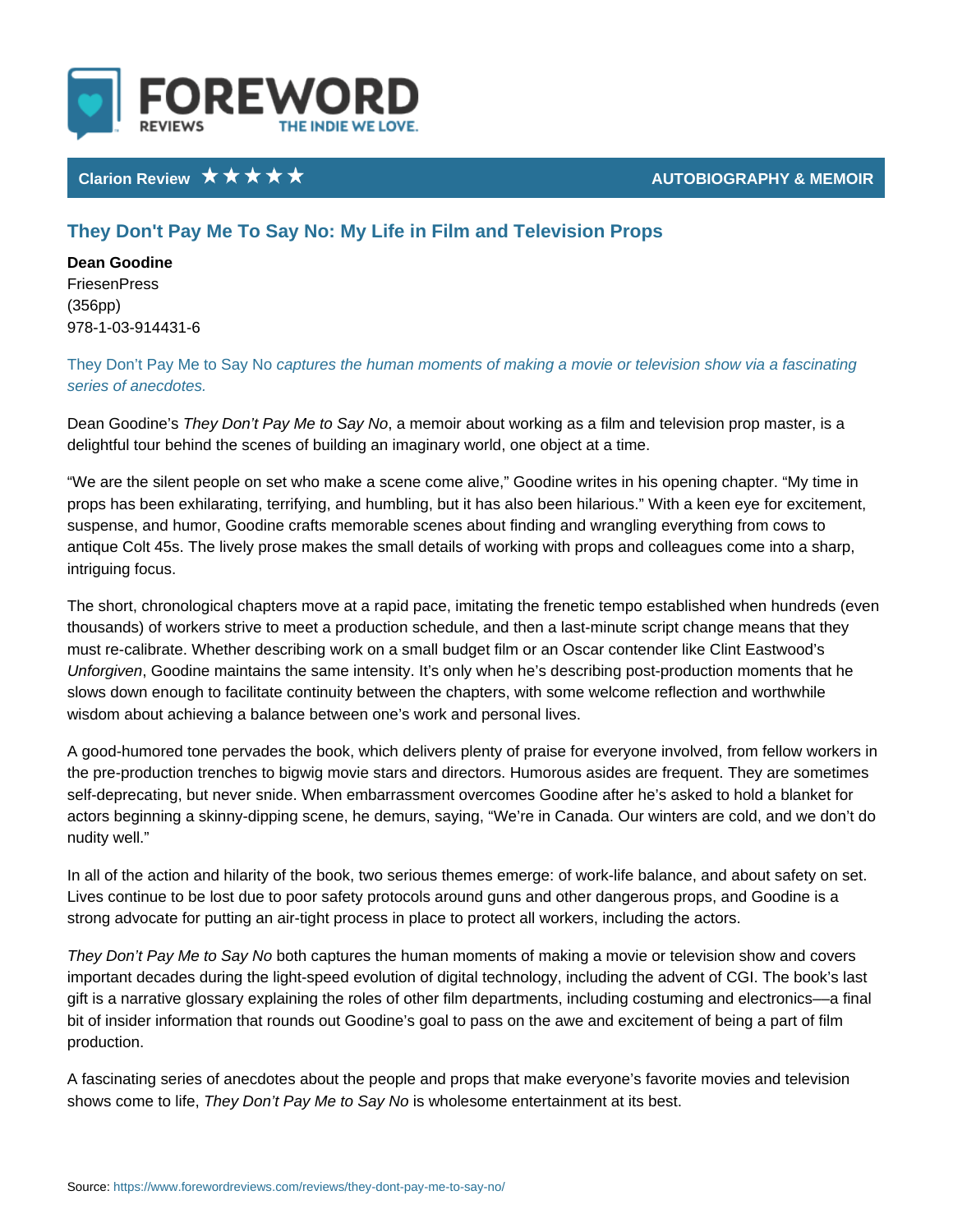FOREWORD REVIEWS — THE INDIE WE LOVE.

**Clarion Review ★★★★★** — AUTOBIOGRAPHY & MEMOIR

## They Don't Pay Me To Say No: My Life in Film and Television Props

**Dean Goodine**
FriesenPress
(356pp)
978-1-03-914431-6

*They Don't Pay Me to Say No captures the human moments of making a movie or television show via a fascinating series of anecdotes.*

Dean Goodine's *They Don't Pay Me to Say No*, a memoir about working as a film and television prop master, is a delightful tour behind the scenes of building an imaginary world, one object at a time.

"We are the silent people on set who make a scene come alive," Goodine writes in his opening chapter. "My time in props has been exhilarating, terrifying, and humbling, but it has also been hilarious." With a keen eye for excitement, suspense, and humor, Goodine crafts memorable scenes about finding and wrangling everything from cows to antique Colt 45s. The lively prose makes the small details of working with props and colleagues come into a sharp, intriguing focus.

The short, chronological chapters move at a rapid pace, imitating the frenetic tempo established when hundreds (even thousands) of workers strive to meet a production schedule, and then a last-minute script change means that they must re-calibrate. Whether describing work on a small budget film or an Oscar contender like Clint Eastwood's *Unforgiven*, Goodine maintains the same intensity. It's only when he's describing post-production moments that he slows down enough to facilitate continuity between the chapters, with some welcome reflection and worthwhile wisdom about achieving a balance between one's work and personal lives.

A good-humored tone pervades the book, which delivers plenty of praise for everyone involved, from fellow workers in the pre-production trenches to bigwig movie stars and directors. Humorous asides are frequent. They are sometimes self-deprecating, but never snide. When embarrassment overcomes Goodine after he's asked to hold a blanket for actors beginning a skinny-dipping scene, he demurs, saying, "We're in Canada. Our winters are cold, and we don't do nudity well."

In all of the action and hilarity of the book, two serious themes emerge: of work-life balance, and about safety on set. Lives continue to be lost due to poor safety protocols around guns and other dangerous props, and Goodine is a strong advocate for putting an air-tight process in place to protect all workers, including the actors.

*They Don't Pay Me to Say No* both captures the human moments of making a movie or television show and covers important decades during the light-speed evolution of digital technology, including the advent of CGI. The book's last gift is a narrative glossary explaining the roles of other film departments, including costuming and electronics—a final bit of insider information that rounds out Goodine's goal to pass on the awe and excitement of being a part of film production.

A fascinating series of anecdotes about the people and props that make everyone's favorite movies and television shows come to life, *They Don't Pay Me to Say No* is wholesome entertainment at its best.

Source: https://www.forewordreviews.com/reviews/they-dont-pay-me-to-say-no/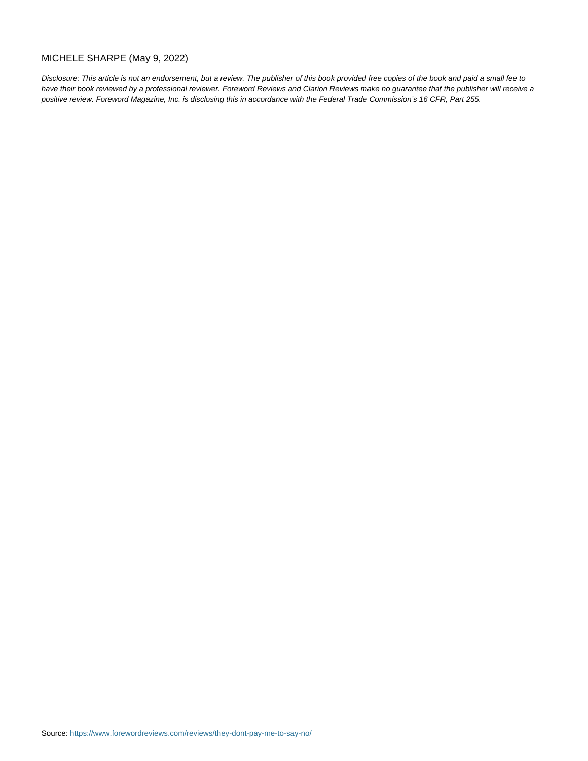MICHELE SHARPE (May 9, 2022)

*Disclosure: This article is not an endorsement, but a review. The publisher of this book provided free copies of the book and paid a small fee to have their book reviewed by a professional reviewer. Foreword Reviews and Clarion Reviews make no guarantee that the publisher will receive a positive review. Foreword Magazine, Inc. is disclosing this in accordance with the Federal Trade Commission's 16 CFR, Part 255.*

Source: https://www.forewordreviews.com/reviews/they-dont-pay-me-to-say-no/